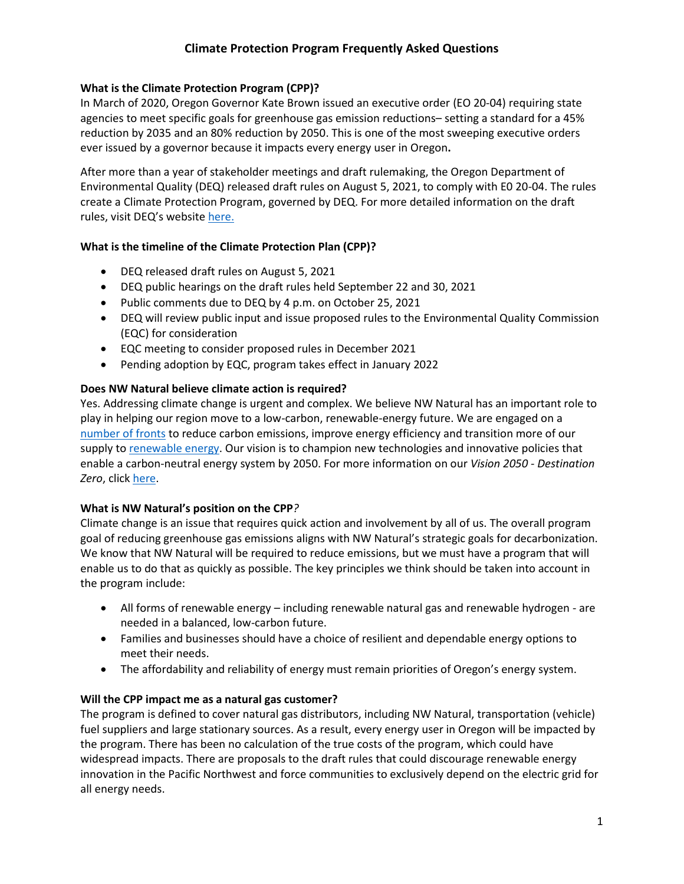# Climate Protection Program Frequently Asked Questions

**What is the Climate Protection Program (CPP)?**

In March of 2020, Oregon Governor Kate Brown issued an executive order (EO 20-04) requiring state agencies to meet specific goals for greenhouse gas emission reductions– setting a standard for a 45% reduction by 2035 and an 80% reduction by 2050. This is one of the most sweeping executive orders ever issued by a governor because it impacts every energy user in Oregon**.**

After more than a year of stakeholder meetings and draft rulemaking, the Oregon Department of Environmental Quality (DEQ) released draft rules on August 5, 2021, to comply with E0 20-04. The rules create a Climate Protection Program, governed by DEQ. For more detailed information on the draft rules, visit DEQ's website here.

**What is the timeline of the Climate Protection Plan (CPP)?**

- DEQ released draft rules on August 5, 2021
- DEQ public hearings on the draft rules held September 22 and 30, 2021
- Public comments due to DEQ by 4 p.m. on October 25, 2021
- DEQ will review public input and issue proposed rules to the Environmental Quality Commission (EQC) for consideration
- EQC meeting to consider proposed rules in December 2021
- Pending adoption by EQC, program takes effect in January 2022

**Does NW Natural believe climate action is required?**

Yes. Addressing climate change is urgent and complex. We believe NW Natural has an important role to play in helping our region move to a low-carbon, renewable-energy future. We are engaged on a number of fronts to reduce carbon emissions, improve energy efficiency and transition more of our supply to renewable energy. Our vision is to champion new technologies and innovative policies that enable a carbon-neutral energy system by 2050. For more information on our *Vision 2050 - Destination Zero*, click here.

**What is NW Natural's position on the CPP***?*

Climate change is an issue that requires quick action and involvement by all of us. The overall program goal of reducing greenhouse gas emissions aligns with NW Natural's strategic goals for decarbonization. We know that NW Natural will be required to reduce emissions, but we must have a program that will enable us to do that as quickly as possible. The key principles we think should be taken into account in the program include:

- All forms of renewable energy – including renewable natural gas and renewable hydrogen - are needed in a balanced, low-carbon future.
- Families and businesses should have a choice of resilient and dependable energy options to meet their needs.
- The affordability and reliability of energy must remain priorities of Oregon's energy system.

**Will the CPP impact me as a natural gas customer?**

The program is defined to cover natural gas distributors, including NW Natural, transportation (vehicle) fuel suppliers and large stationary sources. As a result, every energy user in Oregon will be impacted by the program. There has been no calculation of the true costs of the program, which could have widespread impacts. There are proposals to the draft rules that could discourage renewable energy innovation in the Pacific Northwest and force communities to exclusively depend on the electric grid for all energy needs.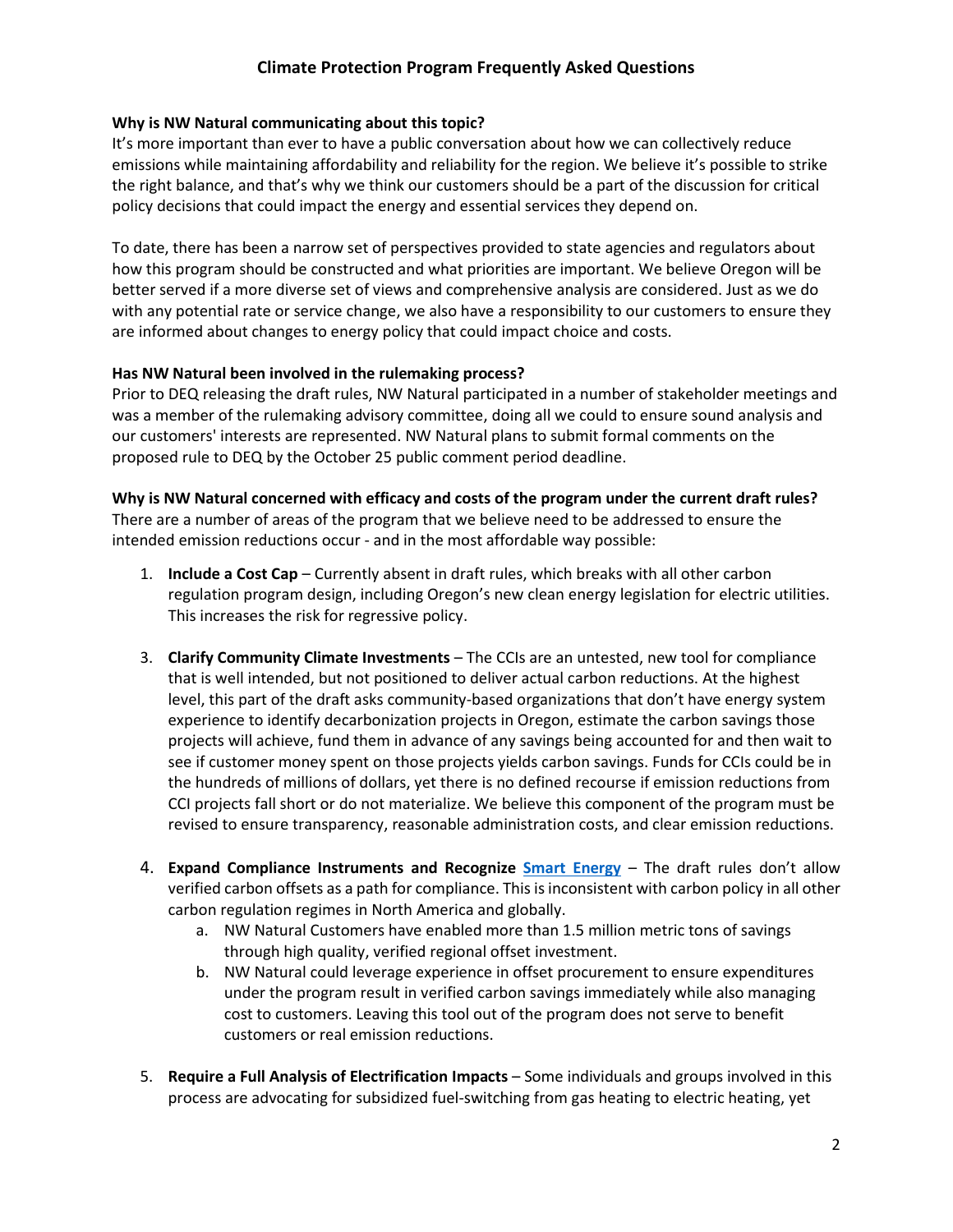# Climate Protection Program Frequently Asked Questions

**Why is NW Natural communicating about this topic?**
It's more important than ever to have a public conversation about how we can collectively reduce emissions while maintaining affordability and reliability for the region. We believe it's possible to strike the right balance, and that's why we think our customers should be a part of the discussion for critical policy decisions that could impact the energy and essential services they depend on.

To date, there has been a narrow set of perspectives provided to state agencies and regulators about how this program should be constructed and what priorities are important. We believe Oregon will be better served if a more diverse set of views and comprehensive analysis are considered. Just as we do with any potential rate or service change, we also have a responsibility to our customers to ensure they are informed about changes to energy policy that could impact choice and costs.

**Has NW Natural been involved in the rulemaking process?**
Prior to DEQ releasing the draft rules, NW Natural participated in a number of stakeholder meetings and was a member of the rulemaking advisory committee, doing all we could to ensure sound analysis and our customers' interests are represented. NW Natural plans to submit formal comments on the proposed rule to DEQ by the October 25 public comment period deadline.

**Why is NW Natural concerned with efficacy and costs of the program under the current draft rules?**
There are a number of areas of the program that we believe need to be addressed to ensure the intended emission reductions occur - and in the most affordable way possible:

1. **Include a Cost Cap** – Currently absent in draft rules, which breaks with all other carbon regulation program design, including Oregon's new clean energy legislation for electric utilities. This increases the risk for regressive policy.

3. **Clarify Community Climate Investments** – The CCIs are an untested, new tool for compliance that is well intended, but not positioned to deliver actual carbon reductions. At the highest level, this part of the draft asks community-based organizations that don't have energy system experience to identify decarbonization projects in Oregon, estimate the carbon savings those projects will achieve, fund them in advance of any savings being accounted for and then wait to see if customer money spent on those projects yields carbon savings. Funds for CCIs could be in the hundreds of millions of dollars, yet there is no defined recourse if emission reductions from CCI projects fall short or do not materialize. We believe this component of the program must be revised to ensure transparency, reasonable administration costs, and clear emission reductions.

4. **Expand Compliance Instruments and Recognize Smart Energy** – The draft rules don't allow verified carbon offsets as a path for compliance. This is inconsistent with carbon policy in all other carbon regulation regimes in North America and globally.
   a. NW Natural Customers have enabled more than 1.5 million metric tons of savings through high quality, verified regional offset investment.
   b. NW Natural could leverage experience in offset procurement to ensure expenditures under the program result in verified carbon savings immediately while also managing cost to customers. Leaving this tool out of the program does not serve to benefit customers or real emission reductions.

5. **Require a Full Analysis of Electrification Impacts** – Some individuals and groups involved in this process are advocating for subsidized fuel-switching from gas heating to electric heating, yet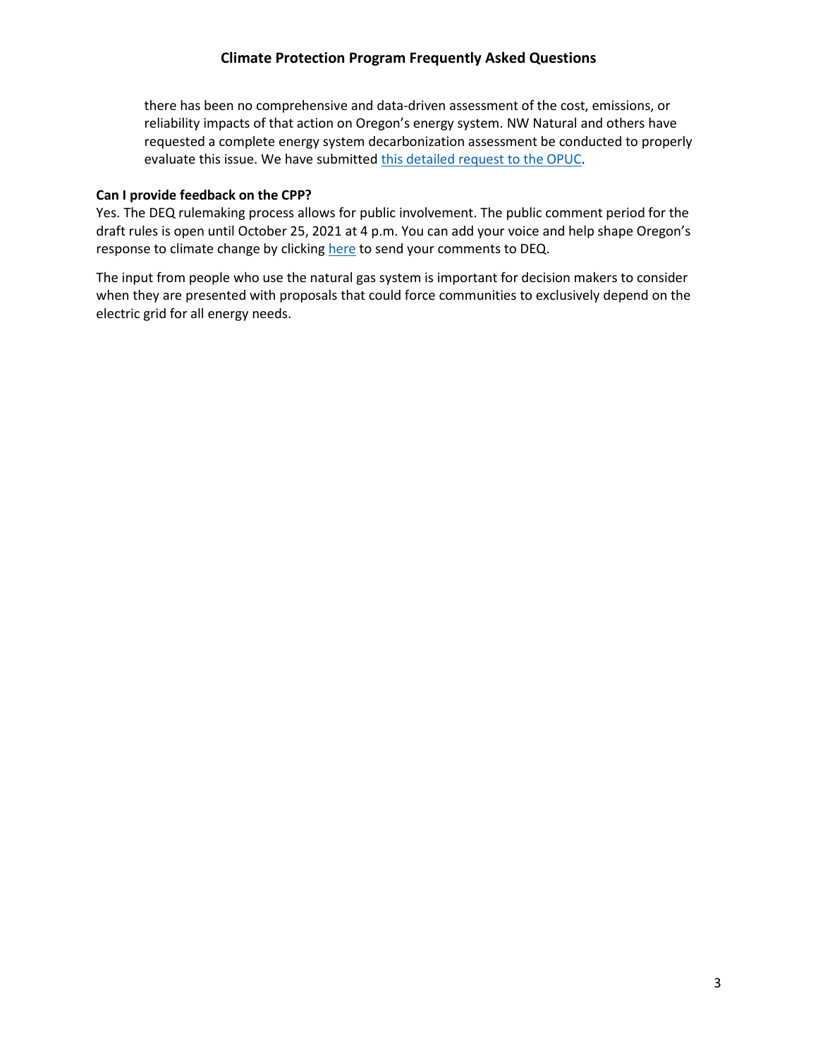there has been no comprehensive and data-driven assessment of the cost, emissions, or reliability impacts of that action on Oregon's energy system. NW Natural and others have requested a complete energy system decarbonization assessment be conducted to properly evaluate this issue. We have submitted this detailed request to the OPUC.

**Can I provide feedback on the CPP?**

Yes. The DEQ rulemaking process allows for public involvement. The public comment period for the draft rules is open until October 25, 2021 at 4 p.m. You can add your voice and help shape Oregon's response to climate change by clicking here to send your comments to DEQ.

The input from people who use the natural gas system is important for decision makers to consider when they are presented with proposals that could force communities to exclusively depend on the electric grid for all energy needs.